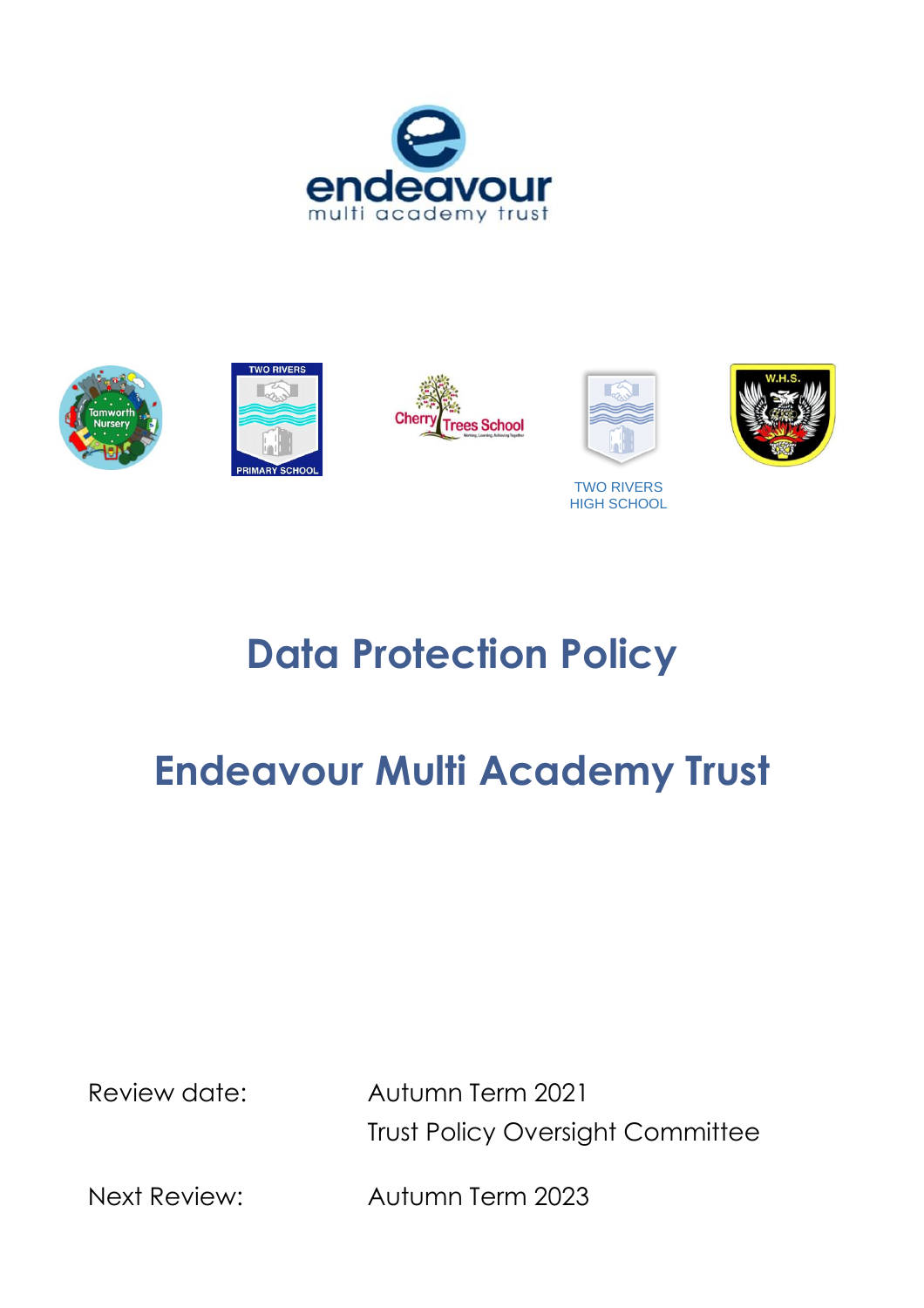# Data Protection Policy

# Endeavour Multi Academy Trust

| | |
|---|---|
| Review date: | Autumn Term 2021 |
| | Trust Policy Oversight Committee |
| Next Review: | Autumn Term 2023 |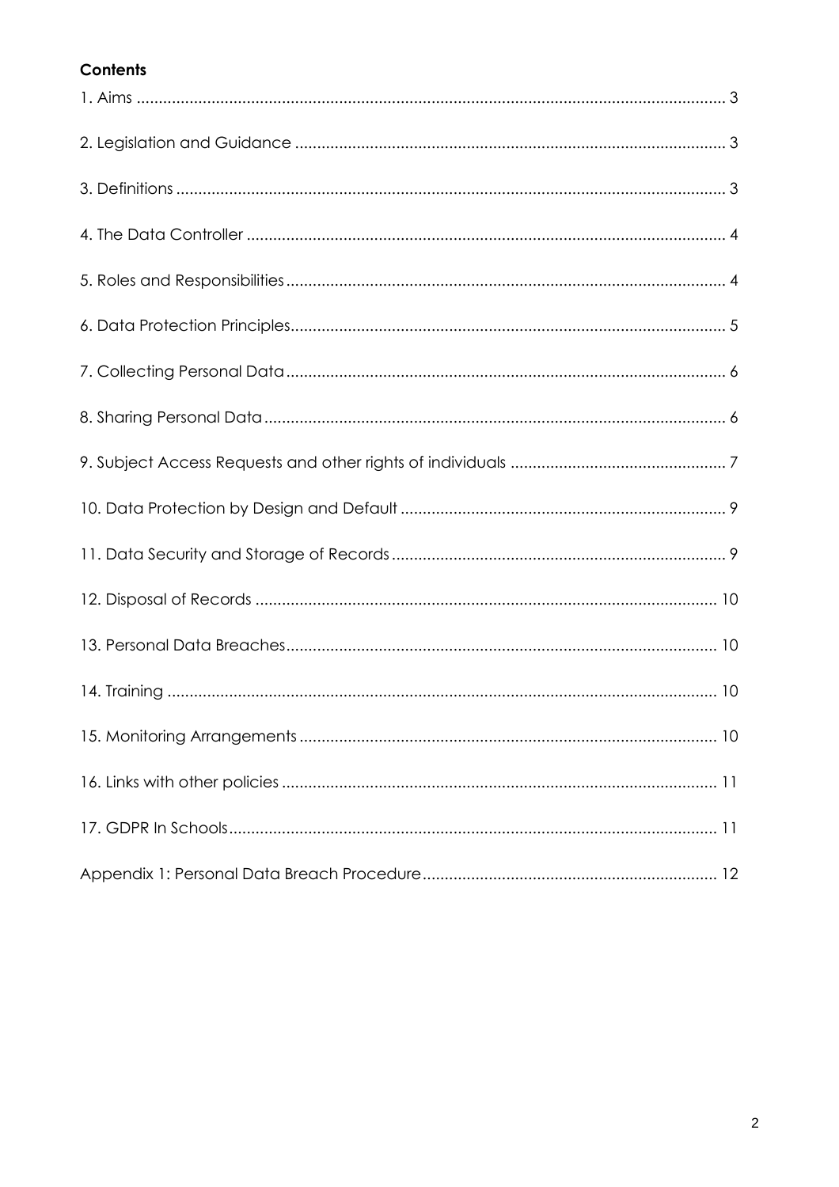**Contents**

1. Aims ........................................................................................................................ 3

2. Legislation and Guidance .................................................................................. 3

3. Definitions ............................................................................................................ 3

4. The Data Controller ............................................................................................ 4

5. Roles and Responsibilities ................................................................................... 4

6. Data Protection Principles .................................................................................. 5

7. Collecting Personal Data ................................................................................... 6

8. Sharing Personal Data ........................................................................................ 6

9. Subject Access Requests and other rights of individuals ................................. 7

10. Data Protection by Design and Default .......................................................... 9

11. Data Security and Storage of Records ............................................................ 9

12. Disposal of Records ........................................................................................ 10

13. Personal Data Breaches .................................................................................. 10

14. Training ............................................................................................................ 10

15. Monitoring Arrangements .............................................................................. 10

16. Links with other policies .................................................................................. 11

17. GDPR In Schools .............................................................................................. 11

Appendix 1: Personal Data Breach Procedure .................................................... 12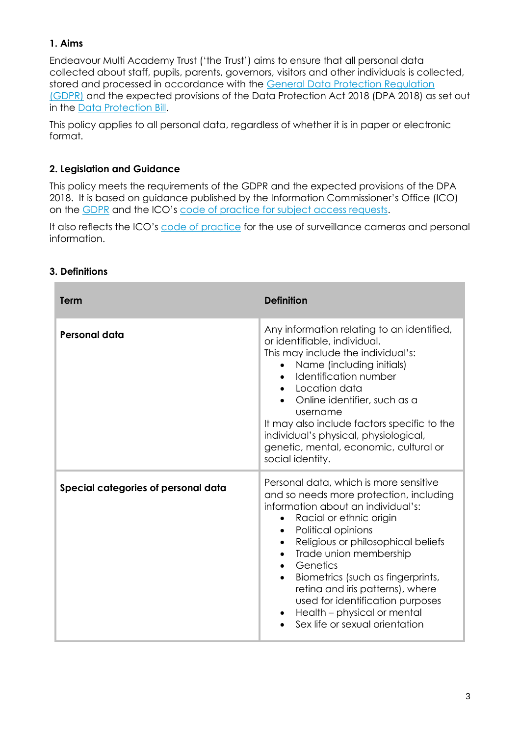## 1. Aims

Endeavour Multi Academy Trust ('the Trust') aims to ensure that all personal data collected about staff, pupils, parents, governors, visitors and other individuals is collected, stored and processed in accordance with the General Data Protection Regulation (GDPR) and the expected provisions of the Data Protection Act 2018 (DPA 2018) as set out in the Data Protection Bill.

This policy applies to all personal data, regardless of whether it is in paper or electronic format.

## 2. Legislation and Guidance

This policy meets the requirements of the GDPR and the expected provisions of the DPA 2018. It is based on guidance published by the Information Commissioner's Office (ICO) on the GDPR and the ICO's code of practice for subject access requests.

It also reflects the ICO's code of practice for the use of surveillance cameras and personal information.

## 3. Definitions

| Term | Definition |
|---|---|
| **Personal data** | Any information relating to an identified, or identifiable, individual.<br>This may include the individual's:<br>• Name (including initials)<br>• Identification number<br>• Location data<br>• Online identifier, such as a username<br>It may also include factors specific to the individual's physical, physiological, genetic, mental, economic, cultural or social identity. |
| **Special categories of personal data** | Personal data, which is more sensitive and so needs more protection, including information about an individual's:<br>• Racial or ethnic origin<br>• Political opinions<br>• Religious or philosophical beliefs<br>• Trade union membership<br>• Genetics<br>• Biometrics (such as fingerprints, retina and iris patterns), where used for identification purposes<br>• Health – physical or mental<br>• Sex life or sexual orientation |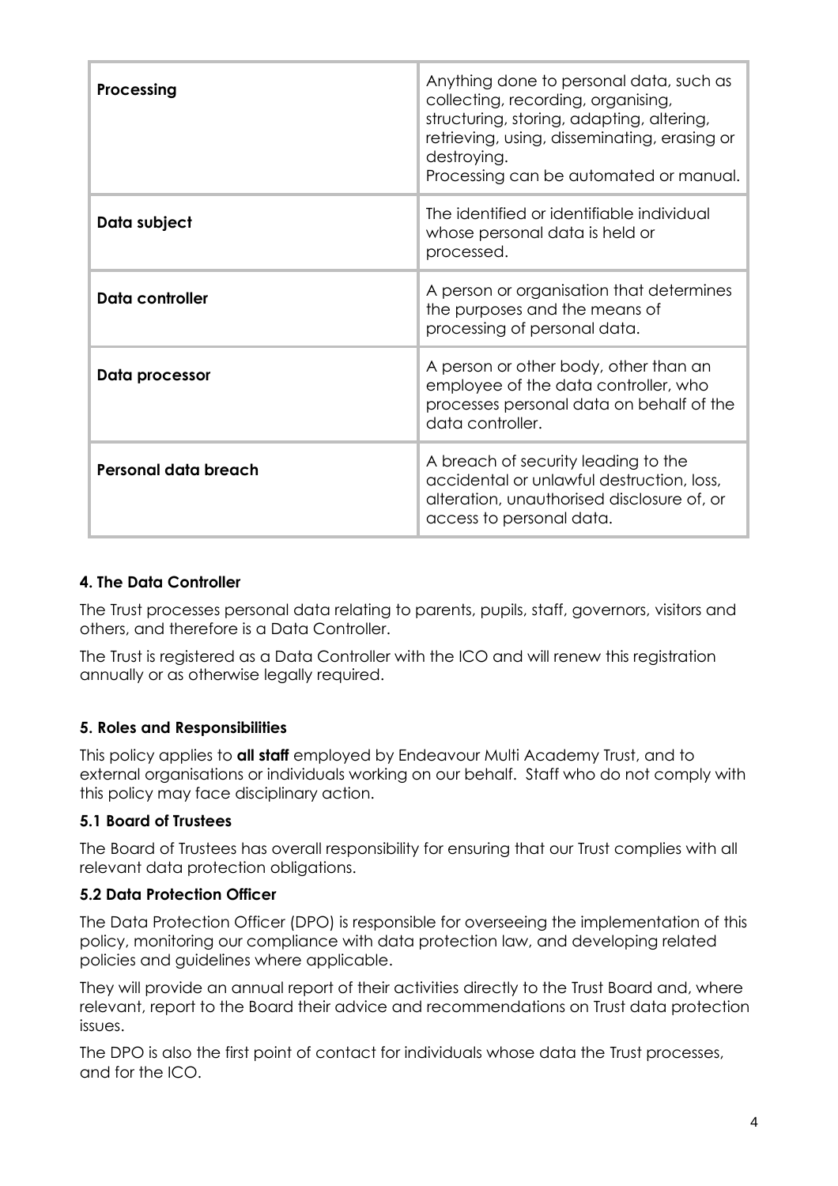| | |
|---|---|
| **Processing** | Anything done to personal data, such as collecting, recording, organising, structuring, storing, adapting, altering, retrieving, using, disseminating, erasing or destroying.<br>Processing can be automated or manual. |
| **Data subject** | The identified or identifiable individual whose personal data is held or processed. |
| **Data controller** | A person or organisation that determines the purposes and the means of processing of personal data. |
| **Data processor** | A person or other body, other than an employee of the data controller, who processes personal data on behalf of the data controller. |
| **Personal data breach** | A breach of security leading to the accidental or unlawful destruction, loss, alteration, unauthorised disclosure of, or access to personal data. |

### 4. The Data Controller

The Trust processes personal data relating to parents, pupils, staff, governors, visitors and others, and therefore is a Data Controller.

The Trust is registered as a Data Controller with the ICO and will renew this registration annually or as otherwise legally required.

### 5. Roles and Responsibilities

This policy applies to **all staff** employed by Endeavour Multi Academy Trust, and to external organisations or individuals working on our behalf. Staff who do not comply with this policy may face disciplinary action.

#### 5.1 Board of Trustees

The Board of Trustees has overall responsibility for ensuring that our Trust complies with all relevant data protection obligations.

#### 5.2 Data Protection Officer

The Data Protection Officer (DPO) is responsible for overseeing the implementation of this policy, monitoring our compliance with data protection law, and developing related policies and guidelines where applicable.

They will provide an annual report of their activities directly to the Trust Board and, where relevant, report to the Board their advice and recommendations on Trust data protection issues.

The DPO is also the first point of contact for individuals whose data the Trust processes, and for the ICO.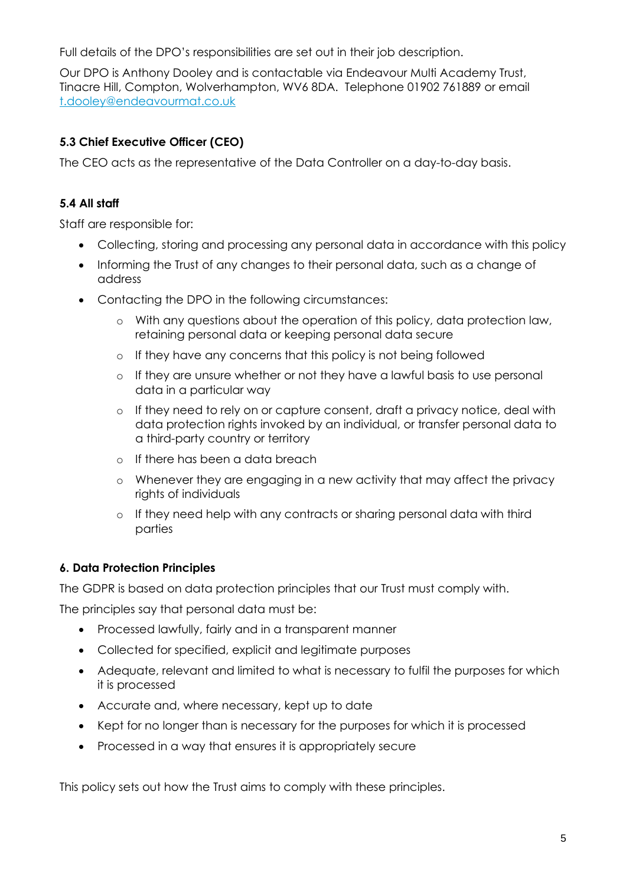Full details of the DPO's responsibilities are set out in their job description.

Our DPO is Anthony Dooley and is contactable via Endeavour Multi Academy Trust, Tinacre Hill, Compton, Wolverhampton, WV6 8DA.  Telephone 01902 761889 or email [t.dooley@endeavourmat.co.uk](mailto:t.dooley@endeavourmat.co.uk)

### 5.3 Chief Executive Officer (CEO)

The CEO acts as the representative of the Data Controller on a day-to-day basis.

### 5.4 All staff

Staff are responsible for:

- Collecting, storing and processing any personal data in accordance with this policy
- Informing the Trust of any changes to their personal data, such as a change of address
- Contacting the DPO in the following circumstances:
    - With any questions about the operation of this policy, data protection law, retaining personal data or keeping personal data secure
    - If they have any concerns that this policy is not being followed
    - If they are unsure whether or not they have a lawful basis to use personal data in a particular way
    - If they need to rely on or capture consent, draft a privacy notice, deal with data protection rights invoked by an individual, or transfer personal data to a third-party country or territory
    - If there has been a data breach
    - Whenever they are engaging in a new activity that may affect the privacy rights of individuals
    - If they need help with any contracts or sharing personal data with third parties

## 6. Data Protection Principles

The GDPR is based on data protection principles that our Trust must comply with.

The principles say that personal data must be:

- Processed lawfully, fairly and in a transparent manner
- Collected for specified, explicit and legitimate purposes
- Adequate, relevant and limited to what is necessary to fulfil the purposes for which it is processed
- Accurate and, where necessary, kept up to date
- Kept for no longer than is necessary for the purposes for which it is processed
- Processed in a way that ensures it is appropriately secure

This policy sets out how the Trust aims to comply with these principles.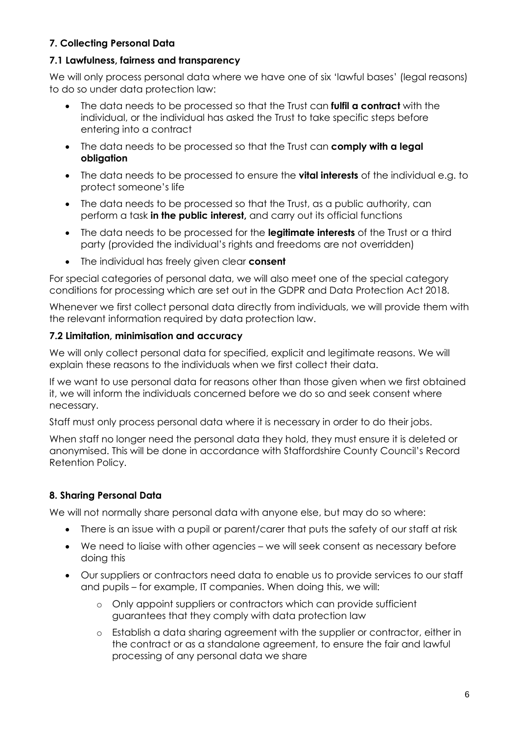## 7. Collecting Personal Data

### 7.1 Lawfulness, fairness and transparency

We will only process personal data where we have one of six 'lawful bases' (legal reasons) to do so under data protection law:

- The data needs to be processed so that the Trust can **fulfil a contract** with the individual, or the individual has asked the Trust to take specific steps before entering into a contract
- The data needs to be processed so that the Trust can **comply with a legal obligation**
- The data needs to be processed to ensure the **vital interests** of the individual e.g. to protect someone's life
- The data needs to be processed so that the Trust, as a public authority, can perform a task **in the public interest,** and carry out its official functions
- The data needs to be processed for the **legitimate interests** of the Trust or a third party (provided the individual's rights and freedoms are not overridden)
- The individual has freely given clear **consent**

For special categories of personal data, we will also meet one of the special category conditions for processing which are set out in the GDPR and Data Protection Act 2018.

Whenever we first collect personal data directly from individuals, we will provide them with the relevant information required by data protection law.

### 7.2 Limitation, minimisation and accuracy

We will only collect personal data for specified, explicit and legitimate reasons. We will explain these reasons to the individuals when we first collect their data.

If we want to use personal data for reasons other than those given when we first obtained it, we will inform the individuals concerned before we do so and seek consent where necessary.

Staff must only process personal data where it is necessary in order to do their jobs.

When staff no longer need the personal data they hold, they must ensure it is deleted or anonymised. This will be done in accordance with Staffordshire County Council's Record Retention Policy.

## 8. Sharing Personal Data

We will not normally share personal data with anyone else, but may do so where:

- There is an issue with a pupil or parent/carer that puts the safety of our staff at risk
- We need to liaise with other agencies – we will seek consent as necessary before doing this
- Our suppliers or contractors need data to enable us to provide services to our staff and pupils – for example, IT companies. When doing this, we will:
  - Only appoint suppliers or contractors which can provide sufficient guarantees that they comply with data protection law
  - Establish a data sharing agreement with the supplier or contractor, either in the contract or as a standalone agreement, to ensure the fair and lawful processing of any personal data we share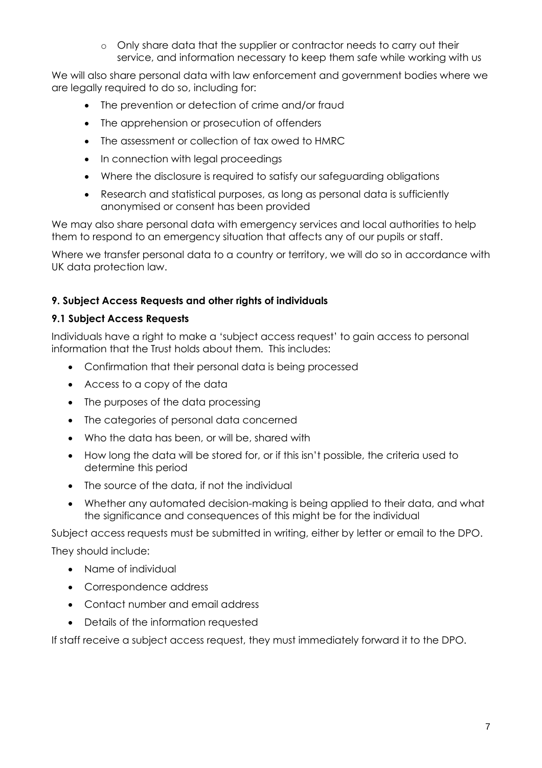- Only share data that the supplier or contractor needs to carry out their service, and information necessary to keep them safe while working with us

We will also share personal data with law enforcement and government bodies where we are legally required to do so, including for:

- The prevention or detection of crime and/or fraud
- The apprehension or prosecution of offenders
- The assessment or collection of tax owed to HMRC
- In connection with legal proceedings
- Where the disclosure is required to satisfy our safeguarding obligations
- Research and statistical purposes, as long as personal data is sufficiently anonymised or consent has been provided

We may also share personal data with emergency services and local authorities to help them to respond to an emergency situation that affects any of our pupils or staff.

Where we transfer personal data to a country or territory, we will do so in accordance with UK data protection law.

## 9. Subject Access Requests and other rights of individuals

### 9.1 Subject Access Requests

Individuals have a right to make a 'subject access request' to gain access to personal information that the Trust holds about them. This includes:

- Confirmation that their personal data is being processed
- Access to a copy of the data
- The purposes of the data processing
- The categories of personal data concerned
- Who the data has been, or will be, shared with
- How long the data will be stored for, or if this isn't possible, the criteria used to determine this period
- The source of the data, if not the individual
- Whether any automated decision-making is being applied to their data, and what the significance and consequences of this might be for the individual

Subject access requests must be submitted in writing, either by letter or email to the DPO.

They should include:

- Name of individual
- Correspondence address
- Contact number and email address
- Details of the information requested

If staff receive a subject access request, they must immediately forward it to the DPO.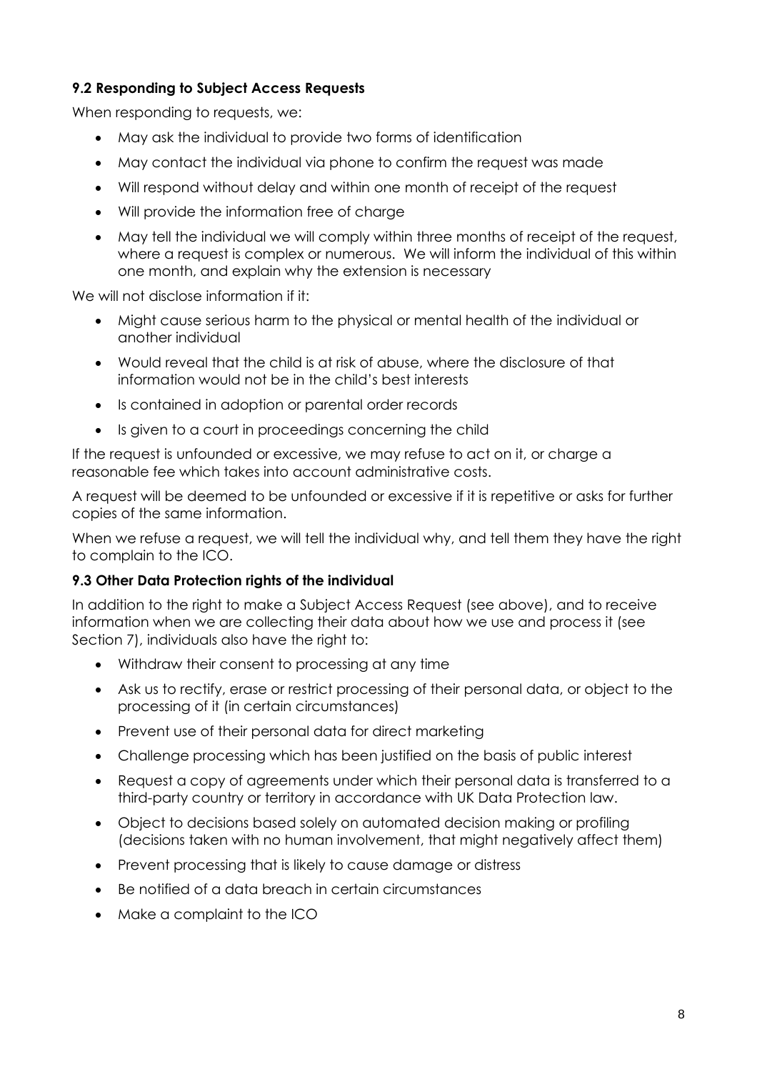### 9.2 Responding to Subject Access Requests

When responding to requests, we:

- May ask the individual to provide two forms of identification
- May contact the individual via phone to confirm the request was made
- Will respond without delay and within one month of receipt of the request
- Will provide the information free of charge
- May tell the individual we will comply within three months of receipt of the request, where a request is complex or numerous. We will inform the individual of this within one month, and explain why the extension is necessary

We will not disclose information if it:

- Might cause serious harm to the physical or mental health of the individual or another individual
- Would reveal that the child is at risk of abuse, where the disclosure of that information would not be in the child's best interests
- Is contained in adoption or parental order records
- Is given to a court in proceedings concerning the child

If the request is unfounded or excessive, we may refuse to act on it, or charge a reasonable fee which takes into account administrative costs.

A request will be deemed to be unfounded or excessive if it is repetitive or asks for further copies of the same information.

When we refuse a request, we will tell the individual why, and tell them they have the right to complain to the ICO.

### 9.3 Other Data Protection rights of the individual

In addition to the right to make a Subject Access Request (see above), and to receive information when we are collecting their data about how we use and process it (see Section 7), individuals also have the right to:

- Withdraw their consent to processing at any time
- Ask us to rectify, erase or restrict processing of their personal data, or object to the processing of it (in certain circumstances)
- Prevent use of their personal data for direct marketing
- Challenge processing which has been justified on the basis of public interest
- Request a copy of agreements under which their personal data is transferred to a third-party country or territory in accordance with UK Data Protection law.
- Object to decisions based solely on automated decision making or profiling (decisions taken with no human involvement, that might negatively affect them)
- Prevent processing that is likely to cause damage or distress
- Be notified of a data breach in certain circumstances
- Make a complaint to the ICO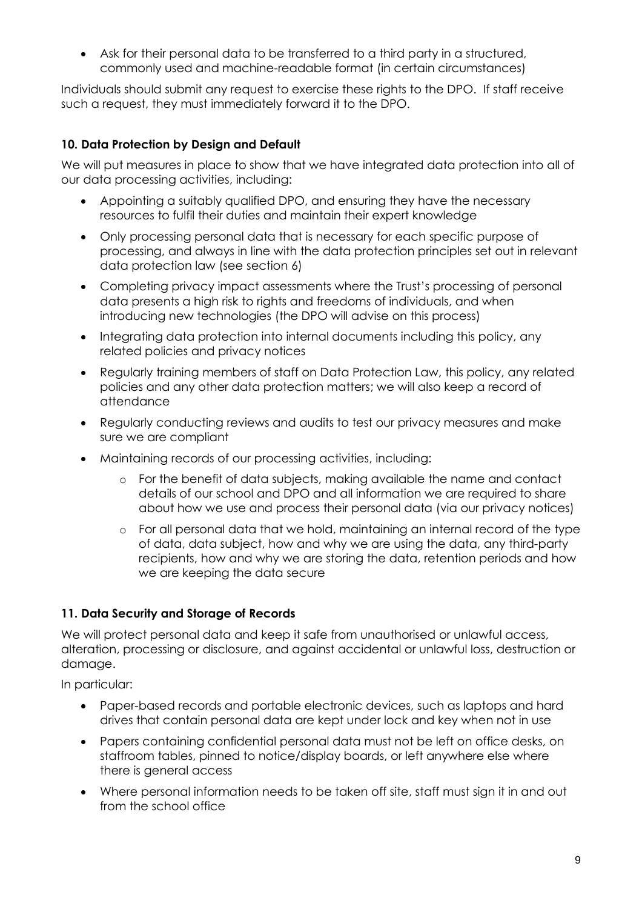- Ask for their personal data to be transferred to a third party in a structured, commonly used and machine-readable format (in certain circumstances)

Individuals should submit any request to exercise these rights to the DPO. If staff receive such a request, they must immediately forward it to the DPO.

### 10. Data Protection by Design and Default

We will put measures in place to show that we have integrated data protection into all of our data processing activities, including:

- Appointing a suitably qualified DPO, and ensuring they have the necessary resources to fulfil their duties and maintain their expert knowledge
- Only processing personal data that is necessary for each specific purpose of processing, and always in line with the data protection principles set out in relevant data protection law (see section 6)
- Completing privacy impact assessments where the Trust's processing of personal data presents a high risk to rights and freedoms of individuals, and when introducing new technologies (the DPO will advise on this process)
- Integrating data protection into internal documents including this policy, any related policies and privacy notices
- Regularly training members of staff on Data Protection Law, this policy, any related policies and any other data protection matters; we will also keep a record of attendance
- Regularly conducting reviews and audits to test our privacy measures and make sure we are compliant
- Maintaining records of our processing activities, including:
    - For the benefit of data subjects, making available the name and contact details of our school and DPO and all information we are required to share about how we use and process their personal data (via our privacy notices)
    - For all personal data that we hold, maintaining an internal record of the type of data, data subject, how and why we are using the data, any third-party recipients, how and why we are storing the data, retention periods and how we are keeping the data secure

### 11. Data Security and Storage of Records

We will protect personal data and keep it safe from unauthorised or unlawful access, alteration, processing or disclosure, and against accidental or unlawful loss, destruction or damage.

In particular:

- Paper-based records and portable electronic devices, such as laptops and hard drives that contain personal data are kept under lock and key when not in use
- Papers containing confidential personal data must not be left on office desks, on staffroom tables, pinned to notice/display boards, or left anywhere else where there is general access
- Where personal information needs to be taken off site, staff must sign it in and out from the school office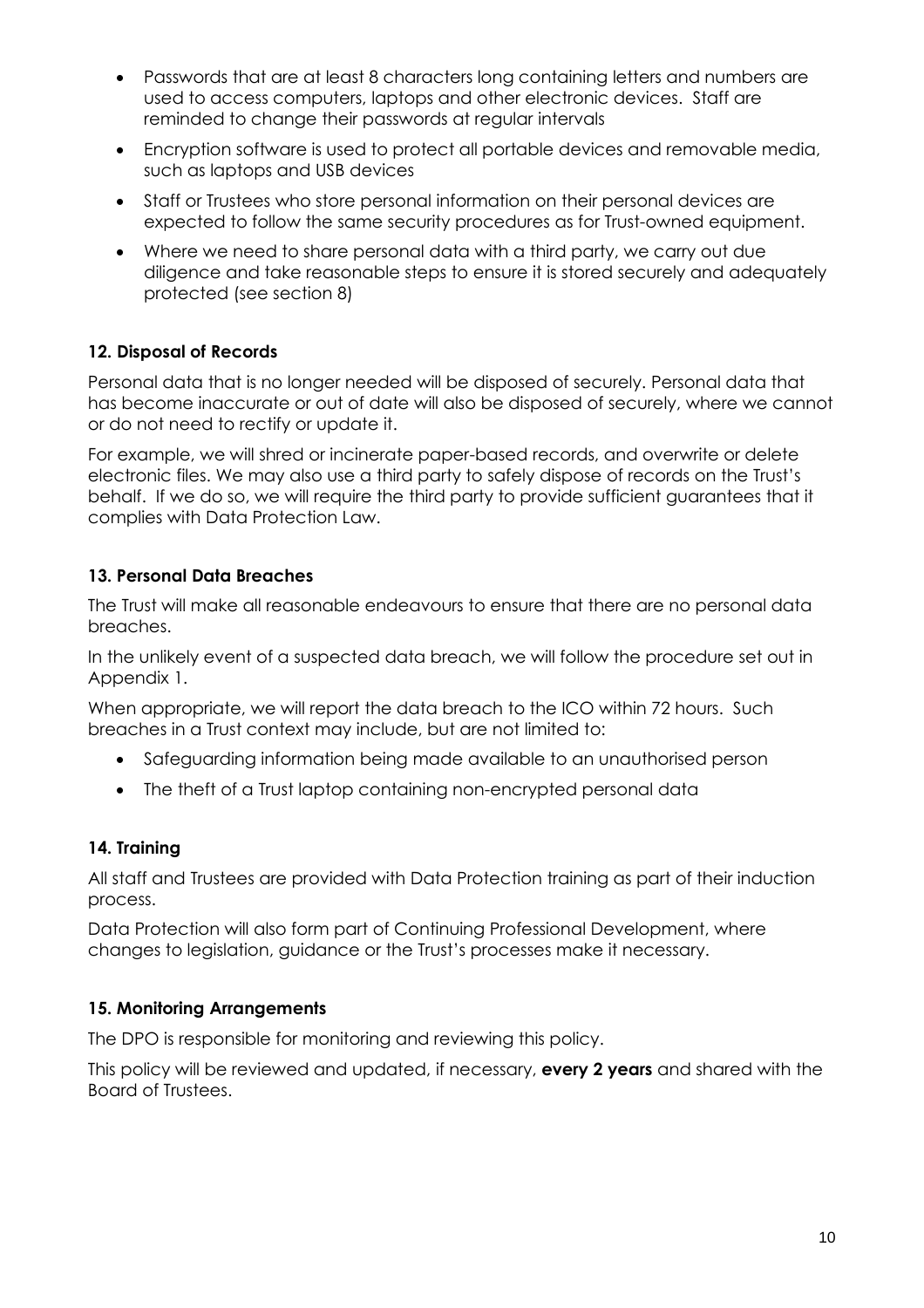- Passwords that are at least 8 characters long containing letters and numbers are used to access computers, laptops and other electronic devices. Staff are reminded to change their passwords at regular intervals
- Encryption software is used to protect all portable devices and removable media, such as laptops and USB devices
- Staff or Trustees who store personal information on their personal devices are expected to follow the same security procedures as for Trust-owned equipment.
- Where we need to share personal data with a third party, we carry out due diligence and take reasonable steps to ensure it is stored securely and adequately protected (see section 8)

### 12. Disposal of Records

Personal data that is no longer needed will be disposed of securely. Personal data that has become inaccurate or out of date will also be disposed of securely, where we cannot or do not need to rectify or update it.

For example, we will shred or incinerate paper-based records, and overwrite or delete electronic files. We may also use a third party to safely dispose of records on the Trust's behalf. If we do so, we will require the third party to provide sufficient guarantees that it complies with Data Protection Law.

### 13. Personal Data Breaches

The Trust will make all reasonable endeavours to ensure that there are no personal data breaches.

In the unlikely event of a suspected data breach, we will follow the procedure set out in Appendix 1.

When appropriate, we will report the data breach to the ICO within 72 hours. Such breaches in a Trust context may include, but are not limited to:

- Safeguarding information being made available to an unauthorised person
- The theft of a Trust laptop containing non-encrypted personal data

### 14. Training

All staff and Trustees are provided with Data Protection training as part of their induction process.

Data Protection will also form part of Continuing Professional Development, where changes to legislation, guidance or the Trust's processes make it necessary.

### 15. Monitoring Arrangements

The DPO is responsible for monitoring and reviewing this policy.

This policy will be reviewed and updated, if necessary, **every 2 years** and shared with the Board of Trustees.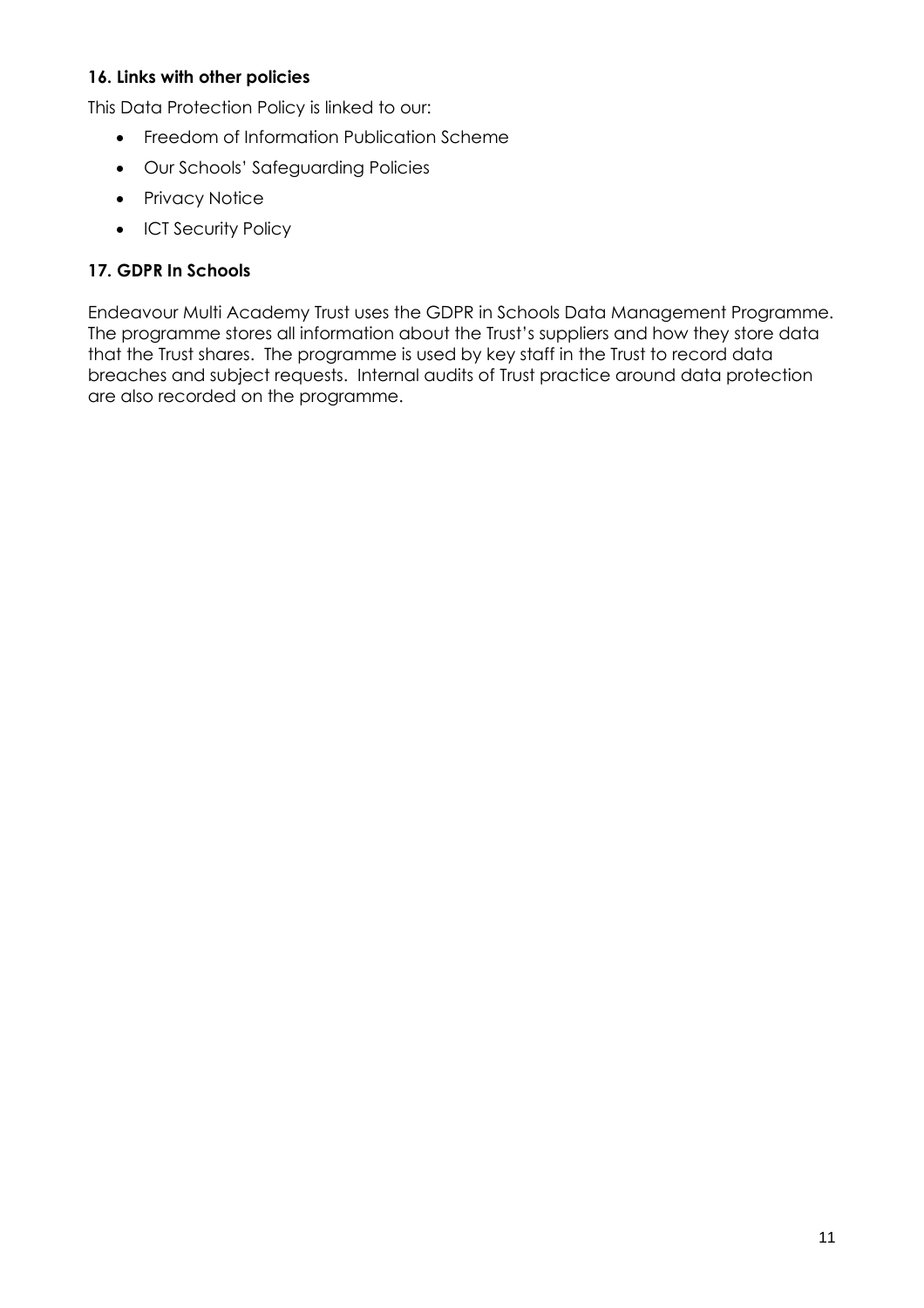### 16. Links with other policies

This Data Protection Policy is linked to our:

- Freedom of Information Publication Scheme
- Our Schools' Safeguarding Policies
- Privacy Notice
- ICT Security Policy

### 17. GDPR In Schools

Endeavour Multi Academy Trust uses the GDPR in Schools Data Management Programme. The programme stores all information about the Trust's suppliers and how they store data that the Trust shares. The programme is used by key staff in the Trust to record data breaches and subject requests. Internal audits of Trust practice around data protection are also recorded on the programme.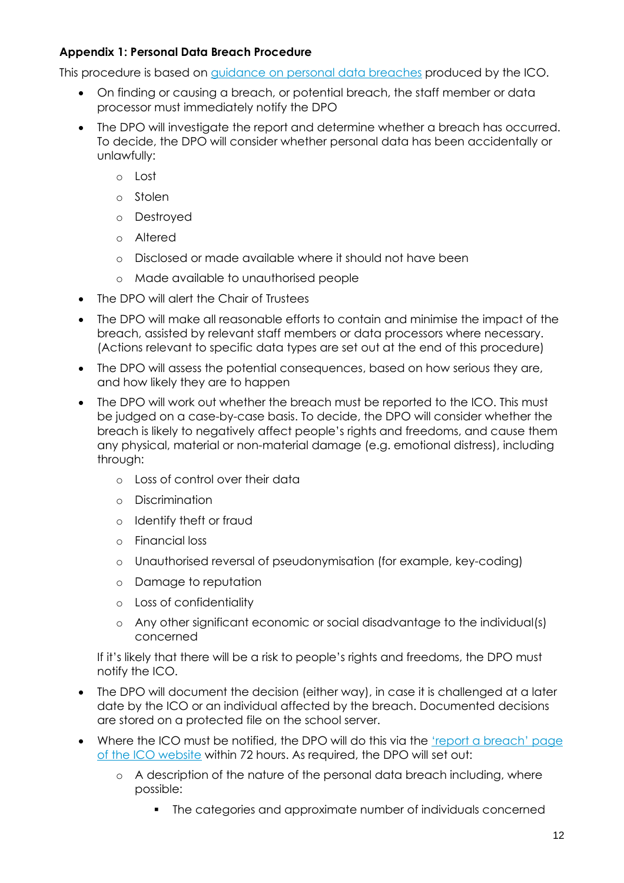**Appendix 1: Personal Data Breach Procedure**

This procedure is based on [guidance on personal data breaches]() produced by the ICO.

- On finding or causing a breach, or potential breach, the staff member or data processor must immediately notify the DPO
- The DPO will investigate the report and determine whether a breach has occurred. To decide, the DPO will consider whether personal data has been accidentally or unlawfully:
  - Lost
  - Stolen
  - Destroyed
  - Altered
  - Disclosed or made available where it should not have been
  - Made available to unauthorised people
- The DPO will alert the Chair of Trustees
- The DPO will make all reasonable efforts to contain and minimise the impact of the breach, assisted by relevant staff members or data processors where necessary. (Actions relevant to specific data types are set out at the end of this procedure)
- The DPO will assess the potential consequences, based on how serious they are, and how likely they are to happen
- The DPO will work out whether the breach must be reported to the ICO. This must be judged on a case-by-case basis. To decide, the DPO will consider whether the breach is likely to negatively affect people's rights and freedoms, and cause them any physical, material or non-material damage (e.g. emotional distress), including through:
  - Loss of control over their data
  - Discrimination
  - Identify theft or fraud
  - Financial loss
  - Unauthorised reversal of pseudonymisation (for example, key-coding)
  - Damage to reputation
  - Loss of confidentiality
  - Any other significant economic or social disadvantage to the individual(s) concerned

  If it's likely that there will be a risk to people's rights and freedoms, the DPO must notify the ICO.
- The DPO will document the decision (either way), in case it is challenged at a later date by the ICO or an individual affected by the breach. Documented decisions are stored on a protected file on the school server.
- Where the ICO must be notified, the DPO will do this via the ['report a breach' page of the ICO website]() within 72 hours. As required, the DPO will set out:
  - A description of the nature of the personal data breach including, where possible:
    - The categories and approximate number of individuals concerned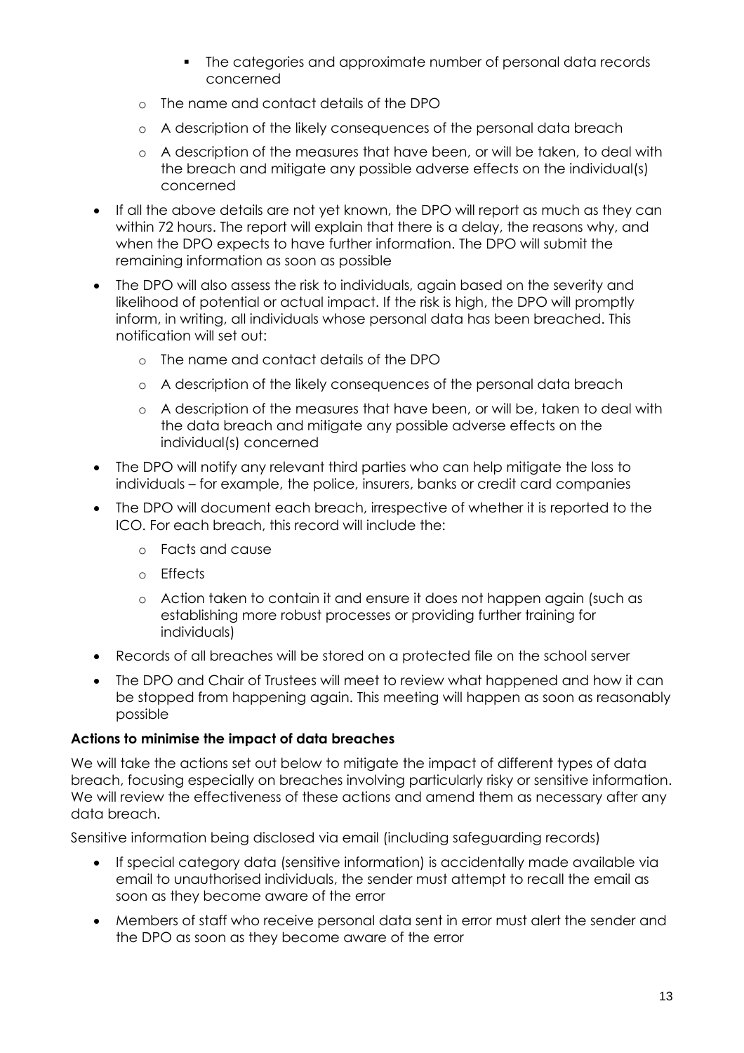- The categories and approximate number of personal data records concerned
    - The name and contact details of the DPO
    - A description of the likely consequences of the personal data breach
    - A description of the measures that have been, or will be taken, to deal with the breach and mitigate any possible adverse effects on the individual(s) concerned

- If all the above details are not yet known, the DPO will report as much as they can within 72 hours. The report will explain that there is a delay, the reasons why, and when the DPO expects to have further information. The DPO will submit the remaining information as soon as possible
- The DPO will also assess the risk to individuals, again based on the severity and likelihood of potential or actual impact. If the risk is high, the DPO will promptly inform, in writing, all individuals whose personal data has been breached. This notification will set out:
    - The name and contact details of the DPO
    - A description of the likely consequences of the personal data breach
    - A description of the measures that have been, or will be, taken to deal with the data breach and mitigate any possible adverse effects on the individual(s) concerned
- The DPO will notify any relevant third parties who can help mitigate the loss to individuals – for example, the police, insurers, banks or credit card companies
- The DPO will document each breach, irrespective of whether it is reported to the ICO. For each breach, this record will include the:
    - Facts and cause
    - Effects
    - Action taken to contain it and ensure it does not happen again (such as establishing more robust processes or providing further training for individuals)
- Records of all breaches will be stored on a protected file on the school server
- The DPO and Chair of Trustees will meet to review what happened and how it can be stopped from happening again. This meeting will happen as soon as reasonably possible

**Actions to minimise the impact of data breaches**

We will take the actions set out below to mitigate the impact of different types of data breach, focusing especially on breaches involving particularly risky or sensitive information. We will review the effectiveness of these actions and amend them as necessary after any data breach.

Sensitive information being disclosed via email (including safeguarding records)

- If special category data (sensitive information) is accidentally made available via email to unauthorised individuals, the sender must attempt to recall the email as soon as they become aware of the error
- Members of staff who receive personal data sent in error must alert the sender and the DPO as soon as they become aware of the error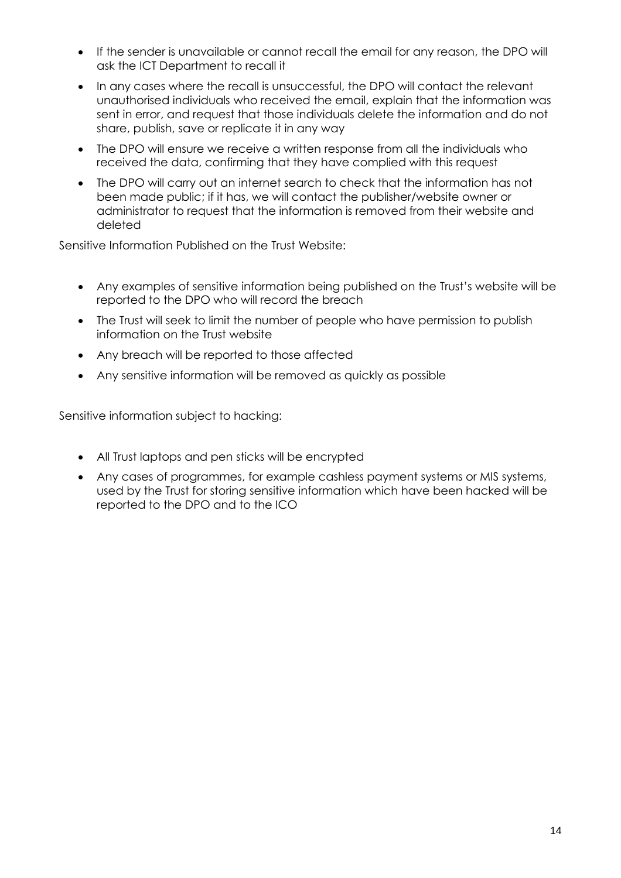- If the sender is unavailable or cannot recall the email for any reason, the DPO will ask the ICT Department to recall it
- In any cases where the recall is unsuccessful, the DPO will contact the relevant unauthorised individuals who received the email, explain that the information was sent in error, and request that those individuals delete the information and do not share, publish, save or replicate it in any way
- The DPO will ensure we receive a written response from all the individuals who received the data, confirming that they have complied with this request
- The DPO will carry out an internet search to check that the information has not been made public; if it has, we will contact the publisher/website owner or administrator to request that the information is removed from their website and deleted

Sensitive Information Published on the Trust Website:

- Any examples of sensitive information being published on the Trust's website will be reported to the DPO who will record the breach
- The Trust will seek to limit the number of people who have permission to publish information on the Trust website
- Any breach will be reported to those affected
- Any sensitive information will be removed as quickly as possible

Sensitive information subject to hacking:

- All Trust laptops and pen sticks will be encrypted
- Any cases of programmes, for example cashless payment systems or MIS systems, used by the Trust for storing sensitive information which have been hacked will be reported to the DPO and to the ICO